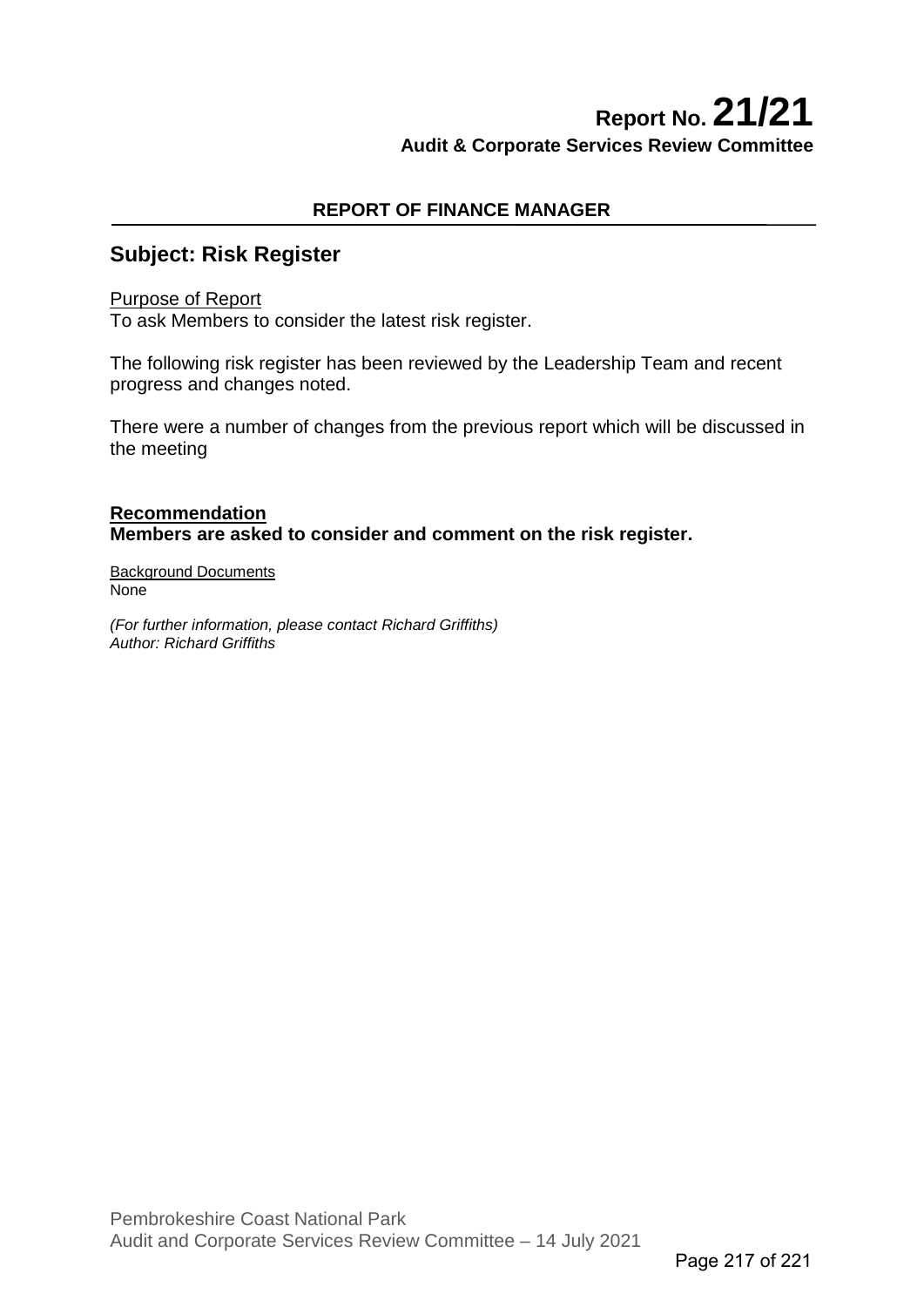# Report No. 21/21

**Audit & Corporate Services Review Committee**

**REPORT OF FINANCE MANAGER**

## Subject: Risk Register

Purpose of Report

To ask Members to consider the latest risk register.

The following risk register has been reviewed by the Leadership Team and recent progress and changes noted.

There were a number of changes from the previous report which will be discussed in the meeting

**Recommendation**

**Members are asked to consider and comment on the risk register.**

Background Documents

None

*(For further information, please contact Richard Griffiths)*

*Author: Richard Griffiths*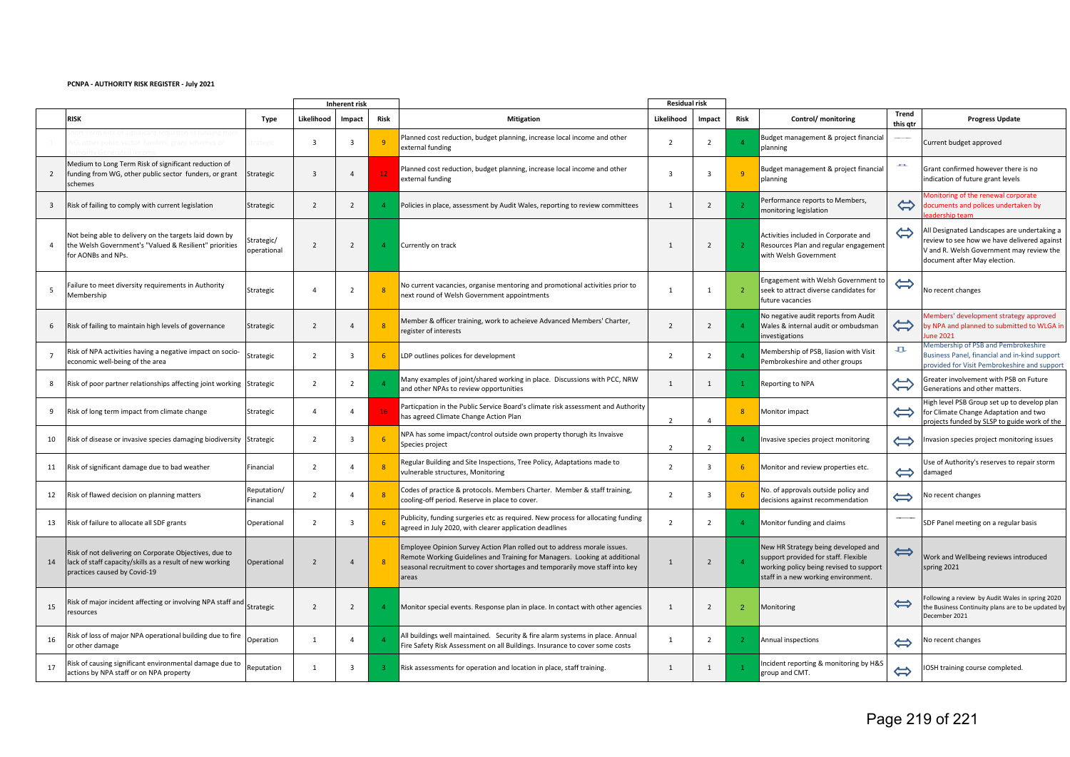**PCNPA - AUTHORITY RISK REGISTER - July 2021**

| | RISK | Type | Inherent risk | | | Mitigation | Residual risk | | | Control/ monitoring | Trend this qtr | Progress Update |
|---|---|---|---|---|---|---|---|---|---|---|---|---|
| | | | Likelihood | Impact | Risk | | Likelihood | Impact | Risk | | | |
| 1 | Short Term Risk of significant reduction of funding from WG, other public sector funders, grant schemes or ... | Strategic | 3 | 3 | 9 | Planned cost reduction, budget planning, increase local income and other external funding | 2 | 2 | 4 | Budget management & project financial planning | — | Current budget approved |
| 2 | Medium to Long Term Risk of significant reduction of funding from WG, other public sector funders, or grant schemes | Strategic | 3 | 4 | 12 | Planned cost reduction, budget planning, increase local income and other external funding | 3 | 3 | 9 | Budget management & project financial planning | | Grant confirmed however there is no indication of future grant levels |
| 3 | Risk of failing to comply with current legislation | Strategic | 2 | 2 | 4 | Policies in place, assessment by Audit Wales, reporting to review committees | 1 | 2 | 2 | Performance reports to Members, monitoring legislation | ⇔ | Monitoring of the renewal corporate documents and polices undertaken by leadership team |
| 4 | Not being able to delivery on the targets laid down by the Welsh Government's "Valued & Resilient" priorities for AONBs and NPs. | Strategic/ operational | 2 | 2 | 4 | Currently on track | 1 | 2 | 2 | Activities included in Corporate and Resources Plan and regular engagement with Welsh Government | ⇔ | All Designated Landscapes are undertaking a review to see how we have delivered against V and R. Welsh Government may review the document after May election. |
| 5 | Failure to meet diversity requirements in Authority Membership | Strategic | 4 | 2 | 8 | No current vacancies, organise mentoring and promotional activities prior to next round of Welsh Government appointments | 1 | 1 | 2 | Engagement with Welsh Government to seek to attract diverse candidates for future vacancies | ⇔ | No recent changes |
| 6 | Risk of failing to maintain high levels of governance | Strategic | 2 | 4 | 8 | Member & officer training, work to acheieve Advanced Members' Charter, register of interests | 2 | 2 | 4 | No negative audit reports from Audit Wales & internal audit or ombudsman investigations | ⇔ | Members' development strategy approved by NPA and planned to submitted to WLGA in June 2021 |
| 7 | Risk of NPA activities having a negative impact on socio-economic well-being of the area | Strategic | 2 | 3 | 6 | LDP outlines polices for development | 2 | 2 | 4 | Membership of PSB, liasion with Visit Pembrokeshire and other groups | | Membership of PSB and Pembrokeshire Business Panel, financial and in-kind support provided for Visit Pembrokeshire and support |
| 8 | Risk of poor partner relationships affecting joint working | Strategic | 2 | 2 | 4 | Many examples of joint/shared working in place. Discussions with PCC, NRW and other NPAs to review opportunities | 1 | 1 | 1 | Reporting to NPA | ⇔ | Greater involvement with PSB on Future Generations and other matters. |
| 9 | Risk of long term impact from climate change | Strategic | 4 | 4 | 16 | Particpation in the Public Service Board's climate risk assessment and Authority has agreed Climate Change Action Plan | 2 | 4 | 8 | Monitor impact | ⇔ | High level PSB Group set up to develop plan for Climate Change Adaptation and two projects funded by SLSP to guide work of the |
| 10 | Risk of disease or invasive species damaging biodiversity | Strategic | 2 | 3 | 6 | NPA has some impact/control outside own property thorugh its Invaisve Species project | 2 | 2 | 4 | Invasive species project monitoring | ⇔ | Invasion species project monitoring issues |
| 11 | Risk of significant damage due to bad weather | Financial | 2 | 4 | 8 | Regular Building and Site Inspections, Tree Policy, Adaptations made to vulnerable structures, Monitoring | 2 | 3 | 6 | Monitor and review properties etc. | ⇔ | Use of Authority's reserves to repair storm damaged |
| 12 | Risk of flawed decision on planning matters | Reputation/ Financial | 2 | 4 | 8 | Codes of practice & protocols. Members Charter. Member & staff training, cooling-off period. Reserve in place to cover. | 2 | 3 | 6 | No. of approvals outside policy and decisions against recommendation | ⇔ | No recent changes |
| 13 | Risk of failure to allocate all SDF grants | Operational | 2 | 3 | 6 | Publicity, funding surgeries etc as required. New process for allocating funding agreed in July 2020, with clearer application deadlines | 2 | 2 | 4 | Monitor funding and claims | — | SDF Panel meeting on a regular basis |
| 14 | Risk of not delivering on Corporate Objectives, due to lack of staff capacity/skills as a result of new working practices caused by Covid-19 | Operational | 2 | 4 | 8 | Employee Opinion Survey Action Plan rolled out to address morale issues. Remote Working Guidelines and Training for Managers. Looking at additional seasonal recruitment to cover shortages and temporarily move staff into key areas | 1 | 2 | 4 | New HR Strategy being developed and support provided for staff. Flexible working policy being revised to support staff in a new working environment. | ⇔ | Work and Wellbeing reviews introduced spring 2021 |
| 15 | Risk of major incident affecting or involving NPA staff and resources | Strategic | 2 | 2 | 4 | Monitor special events. Response plan in place. In contact with other agencies | 1 | 2 | 2 | Monitoring | ⇔ | Following a review by Audit Wales in spring 2020 the Business Continuity plans are to be updated by December 2021 |
| 16 | Risk of loss of major NPA operational building due to fire or other damage | Operation | 1 | 4 | 4 | All buildings well maintained. Security & fire alarm systems in place. Annual Fire Safety Risk Assessment on all Buildings. Insurance to cover some costs | 1 | 2 | 2 | Annual inspections | ⇔ | No recent changes |
| 17 | Risk of causing significant environmental damage due to actions by NPA staff or on NPA property | Reputation | 1 | 3 | 3 | Risk assessments for operation and location in place, staff training. | 1 | 1 | 1 | Incident reporting & monitoring by H&S group and CMT. | ⇔ | IOSH training course completed. |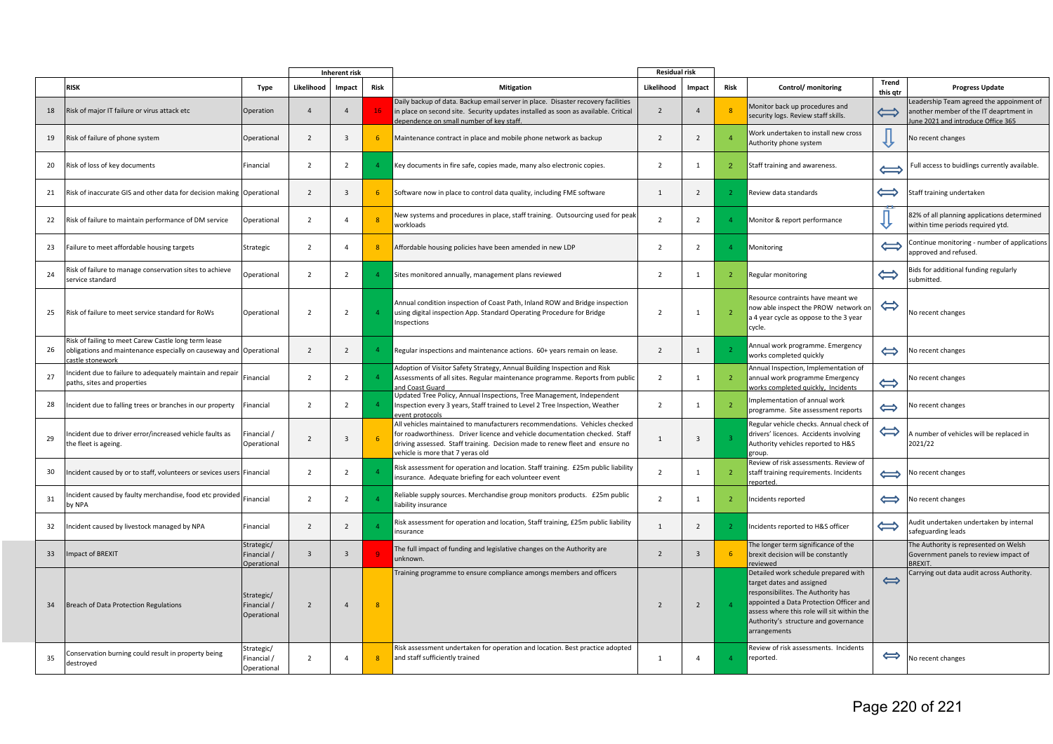| | | | Inherent risk | | | | Residual risk | | | | | |
|---|---|---|---|---|---|---|---|---|---|---|---|---|
| | **RISK** | **Type** | **Likelihood** | **Impact** | **Risk** | **Mitigation** | **Likelihood** | **Impact** | **Risk** | **Control/ monitoring** | **Trend this qtr** | **Progress Update** |
| 18 | Risk of major IT failure or virus attack etc | Operation | 4 | 4 | 16 | Daily backup of data. Backup email server in place. Disaster recovery facilities in place on second site. Security updates installed as soon as available. Critical dependence on small number of key staff. | 2 | 4 | 8 | Monitor back up procedures and security logs. Review staff skills. | ⟺ | Leadership Team agreed the appointment of another member of the IT deaprtment in June 2021 and introduce Office 365 |
| 19 | Risk of failure of phone system | Operational | 2 | 3 | 6 | Maintenance contract in place and mobile phone network as backup | 2 | 2 | 4 | Work undertaken to install new cross Authority phone system | ⇩ | No recent changes |
| 20 | Risk of loss of key documents | Financial | 2 | 2 | 4 | Key documents in fire safe, copies made, many also electronic copies. | 2 | 1 | 2 | Staff training and awareness. | ⟺ | Full access to buidlings currently available. |
| 21 | Risk of inaccurate GIS and other data for decision making | Operational | 2 | 3 | 6 | Software now in place to control data quality, including FME software | 1 | 2 | 2 | Review data standards | ⟺ | Staff training undertaken |
| 22 | Risk of failure to maintain performance of DM service | Operational | 2 | 4 | 8 | New systems and procedures in place, staff training. Outsourcing used for peak workloads | 2 | 2 | 4 | Monitor & report performance | ⇩ | 82% of all planning applications determined within time periods required ytd. |
| 23 | Failure to meet affordable housing targets | Strategic | 2 | 4 | 8 | Affordable housing policies have been amended in new LDP | 2 | 2 | 4 | Monitoring | ⟺ | Continue monitoring - number of applications approved and refused. |
| 24 | Risk of failure to manage conservation sites to achieve service standard | Operational | 2 | 2 | 4 | Sites monitored annually, management plans reviewed | 2 | 1 | 2 | Regular monitoring | ⟺ | Bids for additional funding regularly submitted. |
| 25 | Risk of failure to meet service standard for RoWs | Operational | 2 | 2 | 4 | Annual condition inspection of Coast Path, Inland ROW and Bridge inspection using digital inspection App. Standard Operating Procedure for Bridge Inspections | 2 | 1 | 2 | Resource contraints have meant we now able inspect the PROW network on a 4 year cycle as oppose to the 3 year cycle. | ⟺ | No recent changes |
| 26 | Risk of failing to meet Carew Castle long term lease obligations and maintenance especially on causeway and castle stonework | Operational | 2 | 2 | 4 | Regular inspections and maintenance actions. 60+ years remain on lease. | 2 | 1 | 2 | Annual work programme. Emergency works completed quickly | ⟺ | No recent changes |
| 27 | Incident due to failure to adequately maintain and repair paths, sites and properties | Financial | 2 | 2 | 4 | Adoption of Visitor Safety Strategy, Annual Building Inspection and Risk Assessments of all sites. Regular maintenance programme. Reports from public and Coast Guard | 2 | 1 | 2 | Annual Inspection, Implementation of annual work programme Emergency works completed quickly, Incidents | ⟺ | No recent changes |
| 28 | Incident due to falling trees or branches in our property | Financial | 2 | 2 | 4 | Updated Tree Policy, Annual Inspections, Tree Management, Independent Inspection every 3 years, Staff trained to Level 2 Tree Inspection, Weather event protocols | 2 | 1 | 2 | Implementation of annual work programme. Site assessment reports | ⟺ | No recent changes |
| 29 | Incident due to driver error/increased vehicle faults as the fleet is ageing. | Financial / Operational | 2 | 3 | 6 | All vehicles maintained to manufacturers recommendations. Vehicles checked for roadworthiness. Driver licence and vehicle documentation checked. Staff driving assessed. Staff training. Decision made to renew fleet and ensure no vehicle is more that 7 yeras old | 1 | 3 | 3 | Regular vehicle checks. Annual check of drivers' licences. Accidents involving Authority vehicles reported to H&S group. | ⟺ | A number of vehicles will be replaced in 2021/22 |
| 30 | Incident caused by or to staff, volunteers or sevices users | Financial | 2 | 2 | 4 | Risk assessment for operation and location. Staff training. £25m public liability insurance. Adequate briefing for each volunteer event | 2 | 1 | 2 | Review of risk assessments. Review of staff training requirements. Incidents reported. | ⟺ | No recent changes |
| 31 | Incident caused by faulty merchandise, food etc provided by NPA | Financial | 2 | 2 | 4 | Reliable supply sources. Merchandise group monitors products. £25m public liability insurance | 2 | 1 | 2 | Incidents reported | ⟺ | No recent changes |
| 32 | Incident caused by livestock managed by NPA | Financial | 2 | 2 | 4 | Risk assessment for operation and location, Staff training, £25m public liability insurance | 1 | 2 | 2 | Incidents reported to H&S officer | ⟺ | Audit undertaken undertaken by internal safeguarding leads |
| 33 | Impact of BREXIT | Strategic/ Financial / Operational | 3 | 3 | 9 | The full impact of funding and legislative changes on the Authority are unknown. | 2 | 3 | 6 | The longer term significance of the brexit decision will be constantly reviewed | | The Authority is represented on Welsh Government panels to review impact of BREXIT. |
| 34 | Breach of Data Protection Regulations | Strategic/ Financial / Operational | 2 | 4 | 8 | Training programme to ensure compliance amongs members and officers | 2 | 2 | 4 | Detailed work schedule prepared with target dates and assigned responsibilites. The Authority has appointed a Data Protection Officer and assess where this role will sit within the Authority's structure and governance arrangements | ⟺ | Carrying out data audit across Authority. |
| 35 | Conservation burning could result in property being destroyed | Strategic/ Financial / Operational | 2 | 4 | 8 | Risk assessment undertaken for operation and location. Best practice adopted and staff sufficiently trained | 1 | 4 | 4 | Review of risk assessments. Incidents reported. | ⟺ | No recent changes |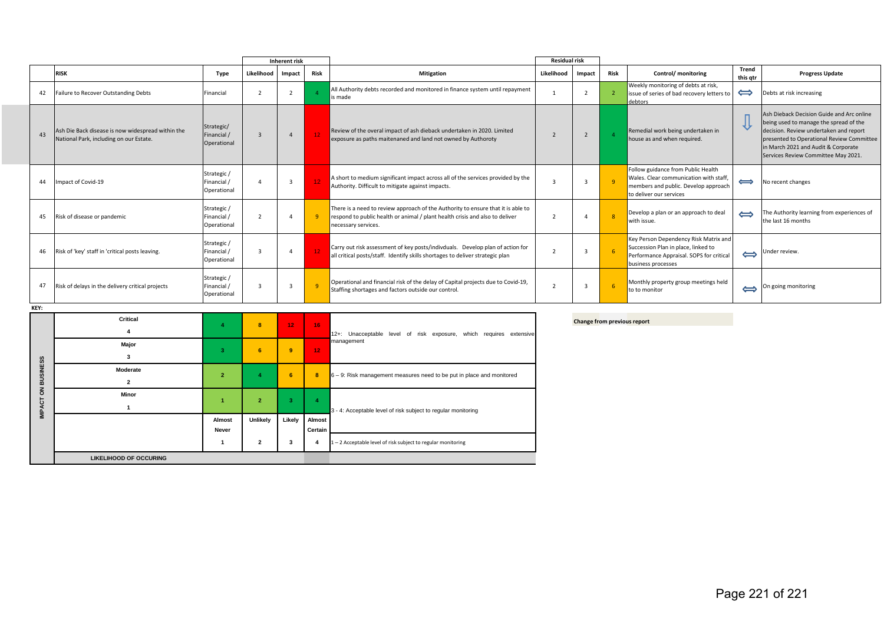| | | | Inherent risk | | | | Residual risk | | | | | |
|---|---|---|---|---|---|---|---|---|---|---|---|---|
| | RISK | Type | Likelihood | Impact | Risk | Mitigation | Likelihood | Impact | Risk | Control/ monitoring | Trend this qtr | Progress Update |
| 42 | Failure to Recover Outstanding Debts | Financial | 2 | 2 | 4 | All Authority debts recorded and monitored in finance system until repayment is made | 1 | 2 | 2 | Weekly monitoring of debts at risk, issue of series of bad recovery letters to debtors | ⟺ | Debts at risk increasing |
| 43 | Ash Die Back disease is now widespread within the National Park, including on our Estate. | Strategic/ Financial / Operational | 3 | 4 | 12 | Review of the overal impact of ash dieback undertaken in 2020. Limited exposure as paths maitenaned and land not owned by Authoroty | 2 | 2 | 4 | Remedial work being undertaken in house as and when required. | ⇩ | Ash Dieback Decision Guide and Arc online being used to manage the spread of the decision. Review undertaken and report presented to Operational Review Committee in March 2021 and Audit & Corporate Services Review Committee May 2021. |
| 44 | Impact of Covid-19 | Strategic / Financial / Operational | 4 | 3 | 12 | A short to medium significant impact across all of the services provided by the Authority. Difficult to mitigate against impacts. | 3 | 3 | 9 | Follow guidance from Public Health Wales. Clear communication with staff, members and public. Develop approach to deliver our services | ⟺ | No recent changes |
| 45 | Risk of disease or pandemic | Strategic / Financial / Operational | 2 | 4 | 9 | There is a need to review approach of the Authority to ensure that it is able to respond to public health or animal / plant health crisis and also to deliver necessary services. | 2 | 4 | 8 | Develop a plan or an approach to deal with issue. | ⟺ | The Authority learning from experiences of the last 16 months |
| 46 | Risk of 'key' staff in 'critical posts leaving. | Strategic / Financial / Operational | 3 | 4 | 12 | Carry out risk assessment of key posts/indivduals. Develop plan of action for all critical posts/staff. Identify skills shortages to deliver strategic plan | 2 | 3 | 6 | Key Person Dependency Risk Matrix and Succession Plan in place, linked to Performance Appraisal. SOPS for critical business processes | ⟺ | Under review. |
| 47 | Risk of delays in the delivery critical projects | Strategic / Financial / Operational | 3 | 3 | 9 | Operational and financial risk of the delay of Capital projects due to Covid-19, Staffing shortages and factors outside our control. | 2 | 3 | 6 | Monthly property group meetings held to to monitor | ⟺ | On going monitoring |

KEY:

| IMPACT ON BUSINESS | | | | | | |
|---|---|---|---|---|---|---|
| | Critical 4 | 4 | 8 | 12 | 16 | 12+: Unacceptable level of risk exposure, which requires extensive management |
| | Major 3 | 3 | 6 | 9 | 12 | |
| | Moderate 2 | 2 | 4 | 6 | 8 | 6 – 9: Risk management measures need to be put in place and monitored |
| | Minor 1 | 1 | 2 | 3 | 4 | 3 - 4: Acceptable level of risk subject to regular monitoring |
| | | Almost Never 1 | Unlikely 2 | Likely 3 | Almost Certain 4 | 1 – 2 Acceptable level of risk subject to regular monitoring |
| | LIKELIHOOD OF OCCURING | | | | | |

Change from previous report